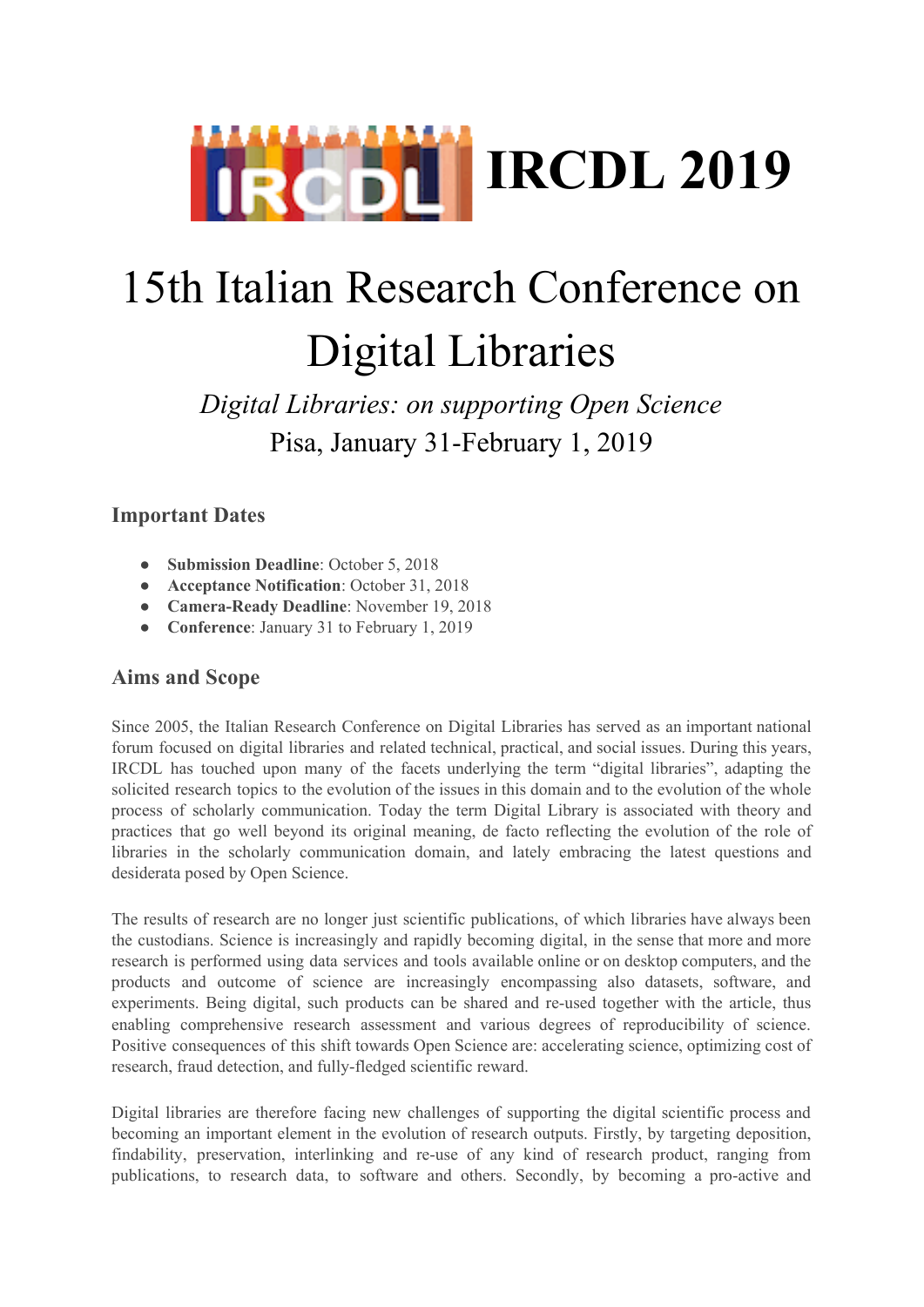# IRCDL 2019

# 15th Italian Research Conference on Digital Libraries

*Digital Libraries: on supporting Open Science*

Pisa, January 31-February 1, 2019

## Important Dates

- **Submission Deadline**: October 5, 2018
- **Acceptance Notification**: October 31, 2018
- **Camera-Ready Deadline**: November 19, 2018
- **Conference**: January 31 to February 1, 2019

## Aims and Scope

Since 2005, the Italian Research Conference on Digital Libraries has served as an important national forum focused on digital libraries and related technical, practical, and social issues. During this years, IRCDL has touched upon many of the facets underlying the term "digital libraries", adapting the solicited research topics to the evolution of the issues in this domain and to the evolution of the whole process of scholarly communication. Today the term Digital Library is associated with theory and practices that go well beyond its original meaning, de facto reflecting the evolution of the role of libraries in the scholarly communication domain, and lately embracing the latest questions and desiderata posed by Open Science.

The results of research are no longer just scientific publications, of which libraries have always been the custodians. Science is increasingly and rapidly becoming digital, in the sense that more and more research is performed using data services and tools available online or on desktop computers, and the products and outcome of science are increasingly encompassing also datasets, software, and experiments. Being digital, such products can be shared and re-used together with the article, thus enabling comprehensive research assessment and various degrees of reproducibility of science. Positive consequences of this shift towards Open Science are: accelerating science, optimizing cost of research, fraud detection, and fully-fledged scientific reward.

Digital libraries are therefore facing new challenges of supporting the digital scientific process and becoming an important element in the evolution of research outputs. Firstly, by targeting deposition, findability, preservation, interlinking and re-use of any kind of research product, ranging from publications, to research data, to software and others. Secondly, by becoming a pro-active and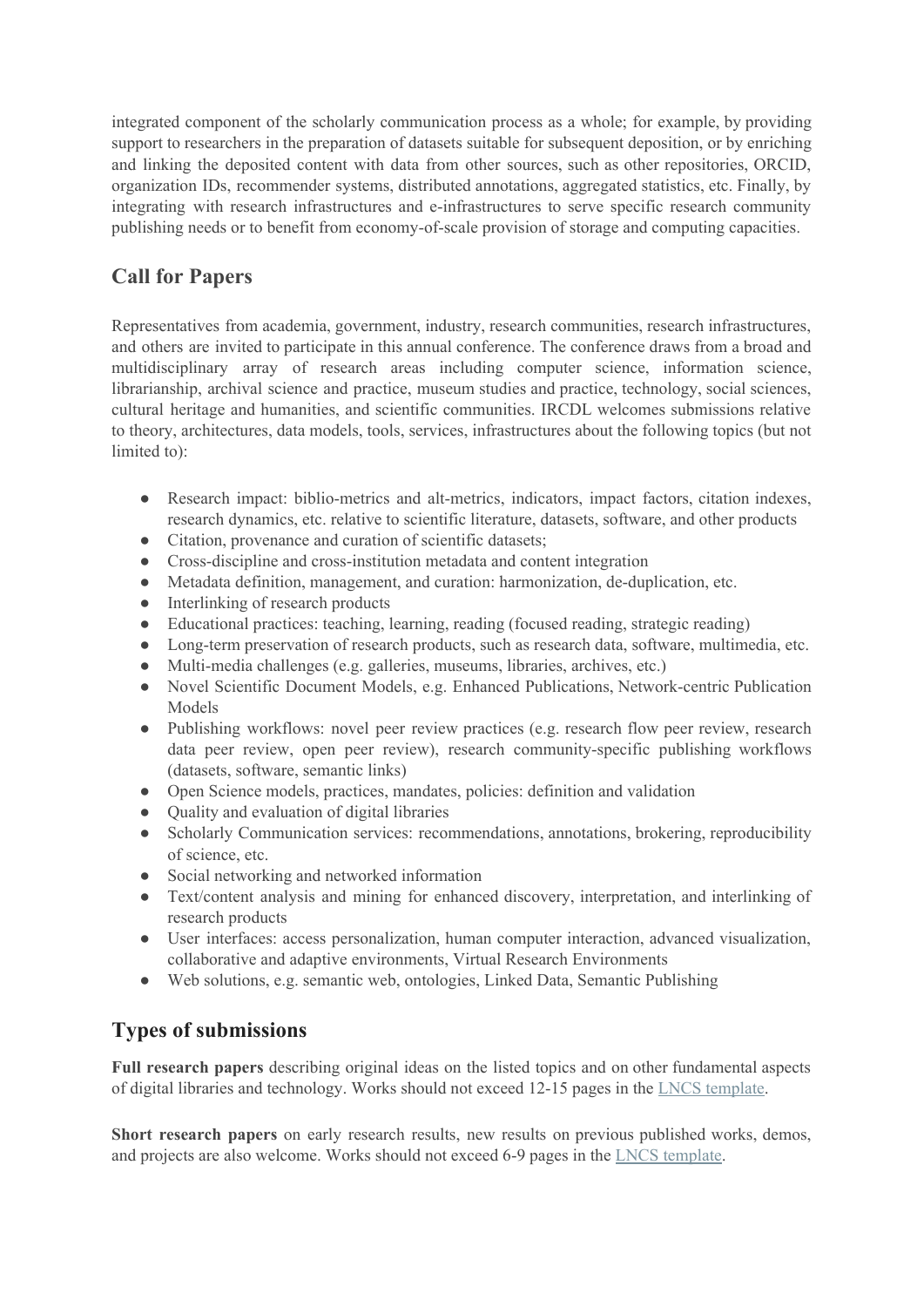integrated component of the scholarly communication process as a whole; for example, by providing support to researchers in the preparation of datasets suitable for subsequent deposition, or by enriching and linking the deposited content with data from other sources, such as other repositories, ORCID, organization IDs, recommender systems, distributed annotations, aggregated statistics, etc. Finally, by integrating with research infrastructures and e-infrastructures to serve specific research community publishing needs or to benefit from economy-of-scale provision of storage and computing capacities.

## Call for Papers

Representatives from academia, government, industry, research communities, research infrastructures, and others are invited to participate in this annual conference. The conference draws from a broad and multidisciplinary array of research areas including computer science, information science, librarianship, archival science and practice, museum studies and practice, technology, social sciences, cultural heritage and humanities, and scientific communities. IRCDL welcomes submissions relative to theory, architectures, data models, tools, services, infrastructures about the following topics (but not limited to):

- Research impact: biblio-metrics and alt-metrics, indicators, impact factors, citation indexes, research dynamics, etc. relative to scientific literature, datasets, software, and other products
- Citation, provenance and curation of scientific datasets;
- Cross-discipline and cross-institution metadata and content integration
- Metadata definition, management, and curation: harmonization, de-duplication, etc.
- Interlinking of research products
- Educational practices: teaching, learning, reading (focused reading, strategic reading)
- Long-term preservation of research products, such as research data, software, multimedia, etc.
- Multi-media challenges (e.g. galleries, museums, libraries, archives, etc.)
- Novel Scientific Document Models, e.g. Enhanced Publications, Network-centric Publication Models
- Publishing workflows: novel peer review practices (e.g. research flow peer review, research data peer review, open peer review), research community-specific publishing workflows (datasets, software, semantic links)
- Open Science models, practices, mandates, policies: definition and validation
- Quality and evaluation of digital libraries
- Scholarly Communication services: recommendations, annotations, brokering, reproducibility of science, etc.
- Social networking and networked information
- Text/content analysis and mining for enhanced discovery, interpretation, and interlinking of research products
- User interfaces: access personalization, human computer interaction, advanced visualization, collaborative and adaptive environments, Virtual Research Environments
- Web solutions, e.g. semantic web, ontologies, Linked Data, Semantic Publishing

## Types of submissions

**Full research papers** describing original ideas on the listed topics and on other fundamental aspects of digital libraries and technology. Works should not exceed 12-15 pages in the LNCS template.

**Short research papers** on early research results, new results on previous published works, demos, and projects are also welcome. Works should not exceed 6-9 pages in the LNCS template.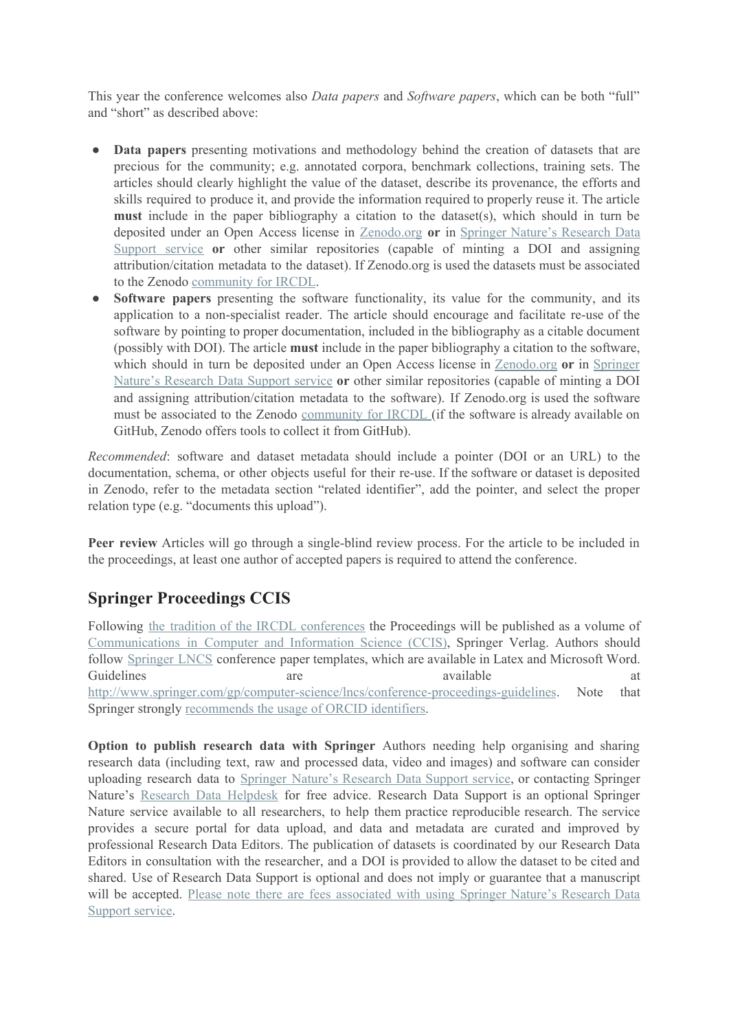This year the conference welcomes also *Data papers* and *Software papers*, which can be both "full" and "short" as described above:

- **Data papers** presenting motivations and methodology behind the creation of datasets that are precious for the community; e.g. annotated corpora, benchmark collections, training sets. The articles should clearly highlight the value of the dataset, describe its provenance, the efforts and skills required to produce it, and provide the information required to properly reuse it. The article **must** include in the paper bibliography a citation to the dataset(s), which should in turn be deposited under an Open Access license in Zenodo.org **or** in Springer Nature's Research Data Support service **or** other similar repositories (capable of minting a DOI and assigning attribution/citation metadata to the dataset). If Zenodo.org is used the datasets must be associated to the Zenodo community for IRCDL.
- **Software papers** presenting the software functionality, its value for the community, and its application to a non-specialist reader. The article should encourage and facilitate re-use of the software by pointing to proper documentation, included in the bibliography as a citable document (possibly with DOI). The article **must** include in the paper bibliography a citation to the software, which should in turn be deposited under an Open Access license in Zenodo.org **or** in Springer Nature's Research Data Support service **or** other similar repositories (capable of minting a DOI and assigning attribution/citation metadata to the software). If Zenodo.org is used the software must be associated to the Zenodo community for IRCDL (if the software is already available on GitHub, Zenodo offers tools to collect it from GitHub).

*Recommended*: software and dataset metadata should include a pointer (DOI or an URL) to the documentation, schema, or other objects useful for their re-use. If the software or dataset is deposited in Zenodo, refer to the metadata section "related identifier", add the pointer, and select the proper relation type (e.g. "documents this upload").

**Peer review** Articles will go through a single-blind review process. For the article to be included in the proceedings, at least one author of accepted papers is required to attend the conference.

## Springer Proceedings CCIS

Following the tradition of the IRCDL conferences the Proceedings will be published as a volume of Communications in Computer and Information Science (CCIS), Springer Verlag. Authors should follow Springer LNCS conference paper templates, which are available in Latex and Microsoft Word. Guidelines are available at http://www.springer.com/gp/computer-science/lncs/conference-proceedings-guidelines. Note that Springer strongly recommends the usage of ORCID identifiers.

**Option to publish research data with Springer** Authors needing help organising and sharing research data (including text, raw and processed data, video and images) and software can consider uploading research data to Springer Nature's Research Data Support service, or contacting Springer Nature's Research Data Helpdesk for free advice. Research Data Support is an optional Springer Nature service available to all researchers, to help them practice reproducible research. The service provides a secure portal for data upload, and data and metadata are curated and improved by professional Research Data Editors. The publication of datasets is coordinated by our Research Data Editors in consultation with the researcher, and a DOI is provided to allow the dataset to be cited and shared. Use of Research Data Support is optional and does not imply or guarantee that a manuscript will be accepted. Please note there are fees associated with using Springer Nature's Research Data Support service.